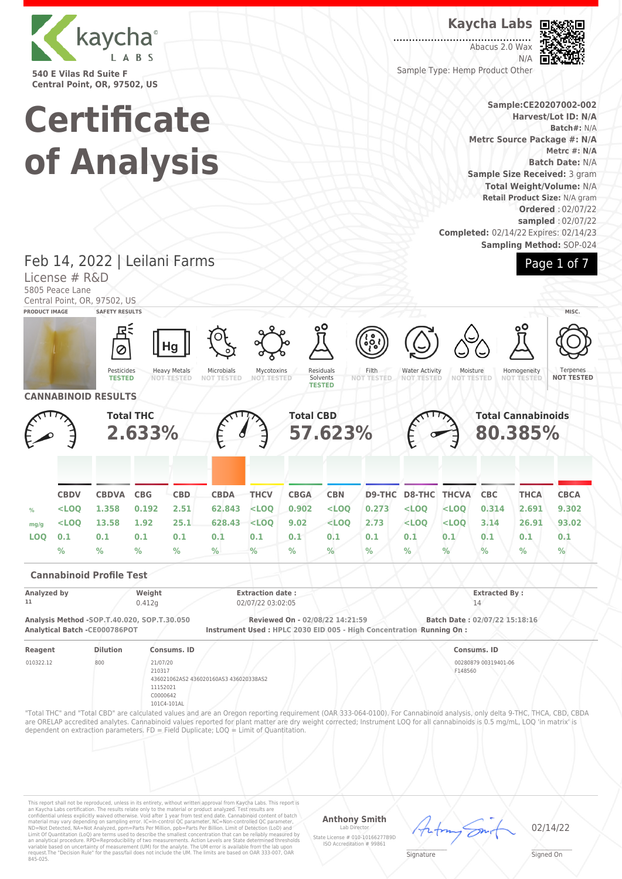kaycha LABS

540 E Vilas Rd Suite F
Central Point, OR, 97502, US

# Certificate of Analysis

**Kaycha Labs**

Abacus 2.0 Wax
N/A
Sample Type: Hemp Product Other

**Sample:CE20207002-002**
**Harvest/Lot ID: N/A**
**Batch#:** N/A
**Metrc Source Package #: N/A**
**Metrc #: N/A**
**Batch Date:** N/A
**Sample Size Received:** 3 gram
**Total Weight/Volume:** N/A
**Retail Product Size:** N/A gram
**Ordered** : 02/07/22
**sampled** : 02/07/22
**Completed:** 02/14/22 Expires: 02/14/23
**Sampling Method:** SOP-024

## Feb 14, 2022 | Leilani Farms

License # R&D
5805 Peace Lane
Central Point, OR, 97502, US

**PRODUCT IMAGE** | **SAFETY RESULTS** | **MISC.**

| Pesticides | Heavy Metals | Microbials | Mycotoxins | Residuals Solvents | Filth | Water Activity | Moisture | Homogeneity | Terpenes |
|---|---|---|---|---|---|---|---|---|---|
| TESTED | NOT TESTED | NOT TESTED | NOT TESTED | TESTED | NOT TESTED | NOT TESTED | NOT TESTED | NOT TESTED | NOT TESTED |

## CANNABINOID RESULTS

**Total THC** 2.633% | **Total CBD** 57.623% | **Total Cannabinoids** 80.385%

| | CBDV | CBDVA | CBG | CBD | CBDA | THCV | CBGA | CBN | D9-THC | D8-THC | THCVA | CBC | THCA | CBCA |
|---|---|---|---|---|---|---|---|---|---|---|---|---|---|---|
| % | <LOQ | 1.358 | 0.192 | 2.51 | 62.843 | <LOQ | 0.902 | <LOQ | 0.273 | <LOQ | <LOQ | 0.314 | 2.691 | 9.302 |
| mg/g | <LOQ | 13.58 | 1.92 | 25.1 | 628.43 | <LOQ | 9.02 | <LOQ | 2.73 | <LOQ | <LOQ | 3.14 | 26.91 | 93.02 |
| LOQ | 0.1 % | 0.1 % | 0.1 % | 0.1 % | 0.1 % | 0.1 % | 0.1 % | 0.1 % | 0.1 % | 0.1 % | 0.1 % | 0.1 % | 0.1 % | 0.1 % |

### Cannabinoid Profile Test

| Analyzed by | Weight | Extraction date : | Extracted By : |
|---|---|---|---|
| 11 | 0.412g | 02/07/22 03:02:05 | 14 |

**Analysis Method** -SOP.T.40.020, SOP.T.30.050
**Analytical Batch** -CE000786POT
**Reviewed On** - 02/08/22 14:21:59
**Instrument Used** : HPLC 2030 EID 005 - High Concentration
**Batch Date** : 02/07/22 15:18:16
**Running On** :

| Reagent | Dilution | Consums. ID | Consums. ID |
|---|---|---|---|
| 010322.12 | 800 | 21/07/20<br>210317<br>436021062AS2 436020160AS3 436020338AS2<br>11152021<br>C0000642<br>101C4-101AL | 00280879 00319401-06<br>F148560 |

"Total THC" and "Total CBD" are calculated values and are an Oregon reporting requirement (OAR 333-064-0100). For Cannabinoid analysis, only delta 9-THC, THCA, CBD, CBDA are ORELAP accredited analytes. Cannabinoid values reported for plant matter are dry weight corrected; Instrument LOQ for all cannabinoids is 0.5 mg/mL, LOQ 'in matrix' is dependent on extraction parameters. FD = Field Duplicate; LOQ = Limit of Quantitation.

This report shall not be reproduced, unless in its entirety, without written approval from Kaycha Labs. This report is an Kaycha Labs certification. The results relate only to the material or product analyzed. Test results are confidential unless explicitly waived otherwise. Void after 1 year from test end date. Cannabinoid content of batch material may vary depending on sampling error. IC=In-control QC parameter, NC=Non-controlled QC parameter, ND=Not Detected, NA=Not Analyzed, ppm=Parts Per Million, ppb=Parts Per Billion. Limit of Detection (LoD) and Limit Of Quantitation (LoQ) are terms used to describe the smallest concentration that can be reliably measured by an analytical procedure. RPD=Reproducibility of two measurements. Action Levels are State determined thresholds variable based on uncertainty of measurement (UM) for the analyte. The UM error is available from the lab upon request.The "Decision Rule" for the pass/fail does not include the UM. The limits are based on OAR 333-007, OAR 845-025.

**Anthony Smith**
Lab Director
State License # 010-10166277B9D
ISO Accreditation # 99861

Signature

02/14/22
Signed On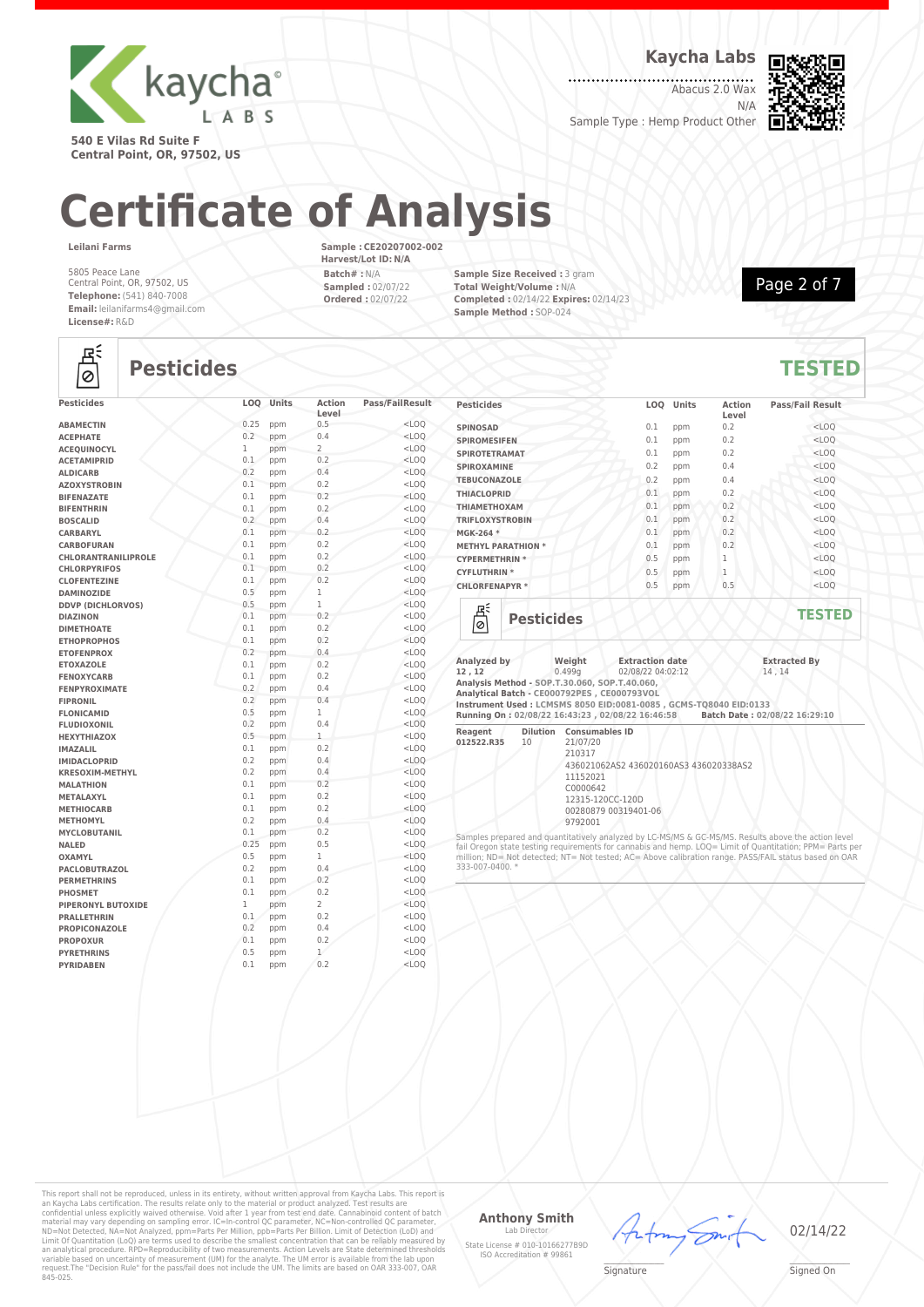**Kaycha Labs**

Abacus 2.0 Wax

N/A

Sample Type : Hemp Product Other

540 E Vilas Rd Suite F
Central Point, OR, 97502, US

# Certificate of Analysis

**Leilani Farms**

5805 Peace Lane
Central Point, OR, 97502, US
**Telephone:** (541) 840-7008
**Email:** leilanifarms4@gmail.com
**License#:** R&D

**Sample : CE20207002-002**
**Harvest/Lot ID: N/A**
**Batch# :** N/A
**Sampled :** 02/07/22
**Ordered :** 02/07/22

**Sample Size Received :** 3 gram
**Total Weight/Volume :** N/A
**Completed :** 02/14/22 **Expires:** 02/14/23
**Sample Method :** SOP-024

## Pesticides — TESTED

| Pesticides | LOQ | Units | Action Level | Pass/Fail | Result |
|---|---|---|---|---|---|
| ABAMECTIN | 0.25 | ppm | 0.5 | | <LOQ |
| ACEPHATE | 0.2 | ppm | 0.4 | | <LOQ |
| ACEQUINOCYL | 1 | ppm | 2 | | <LOQ |
| ACETAMIPRID | 0.1 | ppm | 0.2 | | <LOQ |
| ALDICARB | 0.2 | ppm | 0.4 | | <LOQ |
| AZOXYSTROBIN | 0.1 | ppm | 0.2 | | <LOQ |
| BIFENAZATE | 0.1 | ppm | 0.2 | | <LOQ |
| BIFENTHRIN | 0.1 | ppm | 0.2 | | <LOQ |
| BOSCALID | 0.2 | ppm | 0.4 | | <LOQ |
| CARBARYL | 0.1 | ppm | 0.2 | | <LOQ |
| CARBOFURAN | 0.1 | ppm | 0.2 | | <LOQ |
| CHLORANTRANILIPROLE | 0.1 | ppm | 0.2 | | <LOQ |
| CHLORPYRIFOS | 0.1 | ppm | 0.2 | | <LOQ |
| CLOFENTEZINE | 0.1 | ppm | 0.2 | | <LOQ |
| DAMINOZIDE | 0.5 | ppm | 1 | | <LOQ |
| DDVP (DICHLORVOS) | 0.5 | ppm | 1 | | <LOQ |
| DIAZINON | 0.1 | ppm | 0.2 | | <LOQ |
| DIMETHOATE | 0.1 | ppm | 0.2 | | <LOQ |
| ETHOPROPHOS | 0.1 | ppm | 0.2 | | <LOQ |
| ETOFENPROX | 0.2 | ppm | 0.4 | | <LOQ |
| ETOXAZOLE | 0.1 | ppm | 0.2 | | <LOQ |
| FENOXYCARB | 0.1 | ppm | 0.2 | | <LOQ |
| FENPYROXIMATE | 0.2 | ppm | 0.4 | | <LOQ |
| FIPRONIL | 0.2 | ppm | 0.4 | | <LOQ |
| FLONICAMID | 0.5 | ppm | 1 | | <LOQ |
| FLUDIOXONIL | 0.2 | ppm | 0.4 | | <LOQ |
| HEXYTHIAZOX | 0.5 | ppm | 1 | | <LOQ |
| IMAZALIL | 0.1 | ppm | 0.2 | | <LOQ |
| IMIDACLOPRID | 0.2 | ppm | 0.4 | | <LOQ |
| KRESOXIM-METHYL | 0.2 | ppm | 0.4 | | <LOQ |
| MALATHION | 0.1 | ppm | 0.2 | | <LOQ |
| METALAXYL | 0.1 | ppm | 0.2 | | <LOQ |
| METHIOCARB | 0.1 | ppm | 0.2 | | <LOQ |
| METHOMYL | 0.2 | ppm | 0.4 | | <LOQ |
| MYCLOBUTANIL | 0.1 | ppm | 0.2 | | <LOQ |
| NALED | 0.25 | ppm | 0.5 | | <LOQ |
| OXAMYL | 0.5 | ppm | 1 | | <LOQ |
| PACLOBUTRAZOL | 0.2 | ppm | 0.4 | | <LOQ |
| PERMETHRINS | 0.1 | ppm | 0.2 | | <LOQ |
| PHOSMET | 0.1 | ppm | 0.2 | | <LOQ |
| PIPERONYL BUTOXIDE | 1 | ppm | 2 | | <LOQ |
| PRALLETHRIN | 0.1 | ppm | 0.2 | | <LOQ |
| PROPICONAZOLE | 0.2 | ppm | 0.4 | | <LOQ |
| PROPOXUR | 0.1 | ppm | 0.2 | | <LOQ |
| PYRETHRINS | 0.5 | ppm | 1 | | <LOQ |
| PYRIDABEN | 0.1 | ppm | 0.2 | | <LOQ |
| SPINOSAD | 0.1 | ppm | 0.2 | | <LOQ |
| SPIROMESIFEN | 0.1 | ppm | 0.2 | | <LOQ |
| SPIROTETRAMAT | 0.1 | ppm | 0.2 | | <LOQ |
| SPIROXAMINE | 0.2 | ppm | 0.4 | | <LOQ |
| TEBUCONAZOLE | 0.2 | ppm | 0.4 | | <LOQ |
| THIACLOPRID | 0.1 | ppm | 0.2 | | <LOQ |
| THIAMETHOXAM | 0.1 | ppm | 0.2 | | <LOQ |
| TRIFLOXYSTROBIN | 0.1 | ppm | 0.2 | | <LOQ |
| MGK-264 * | 0.1 | ppm | 0.2 | | <LOQ |
| METHYL PARATHION * | 0.1 | ppm | 0.2 | | <LOQ |
| CYPERMETHRIN * | 0.5 | ppm | 1 | | <LOQ |
| CYFLUTHRIN * | 0.5 | ppm | 1 | | <LOQ |
| CHLORFENAPYR * | 0.5 | ppm | 0.5 | | <LOQ |

## Pesticides — TESTED

| Analyzed by | Weight | Extraction date | Extracted By |
|---|---|---|---|
| 12 , 12 | 0.499g | 02/08/22 04:02:12 | 14 , 14 |

**Analysis Method -** SOP.T.30.060, SOP.T.40.060,
**Analytical Batch -** CE000792PES , CE000793VOL
**Instrument Used :** LCMSMS 8050 EID:0081-0085 , GCMS-TQ8040 EID:0133
**Running On :** 02/08/22 16:43:23 , 02/08/22 16:46:58 **Batch Date :** 02/08/22 16:29:10

| Reagent | Dilution | Consumables ID |
|---|---|---|
| 012522.R35 | 10 | 21/07/20 |
| | | 210317 |
| | | 436021062AS2 436020160AS3 436020338AS2 |
| | | 11152021 |
| | | C0000642 |
| | | 12315-120CC-120D |
| | | 00280879 00319401-06 |
| | | 9792001 |

Samples prepared and quantitatively analyzed by LC-MS/MS & GC-MS/MS. Results above the action level fail Oregon state testing requirements for cannabis and hemp. LOQ= Limit of Quantitation; PPM= Parts per million; ND= Not detected; NT= Not tested; AC= Above calibration range. PASS/FAIL status based on OAR 333-007-0400. *

This report shall not be reproduced, unless in its entirety, without written approval from Kaycha Labs. This report is an Kaycha Labs certification. The results relate only to the material or product analyzed. Test results are confidential unless explicitly waived otherwise. Void after 1 year from test end date. Cannabinoid content of batch material may vary depending on sampling error. IC=In-control QC parameter, NC=Non-controlled QC parameter, ND=Not Detected, NA=Not Analyzed, ppm=Parts Per Million, ppb=Parts Per Billion. Limit of Detection (LoD) and Limit Of Quantitation (LoQ) are terms used to describe the smallest concentration that can be reliably measured by an analytical procedure. RPD=Reproducibility of two measurements. Action Levels are State determined thresholds variable based on uncertainty of measurement (UM) for the analyte. The UM error is available from the lab upon request.The "Decision Rule" for the pass/fail does not include the UM. The limits are based on OAR 333-007, OAR 845-025.

**Anthony Smith**
Lab Director
State License # 010-10166277B9D
ISO Accreditation # 99861

Signature

02/14/22
Signed On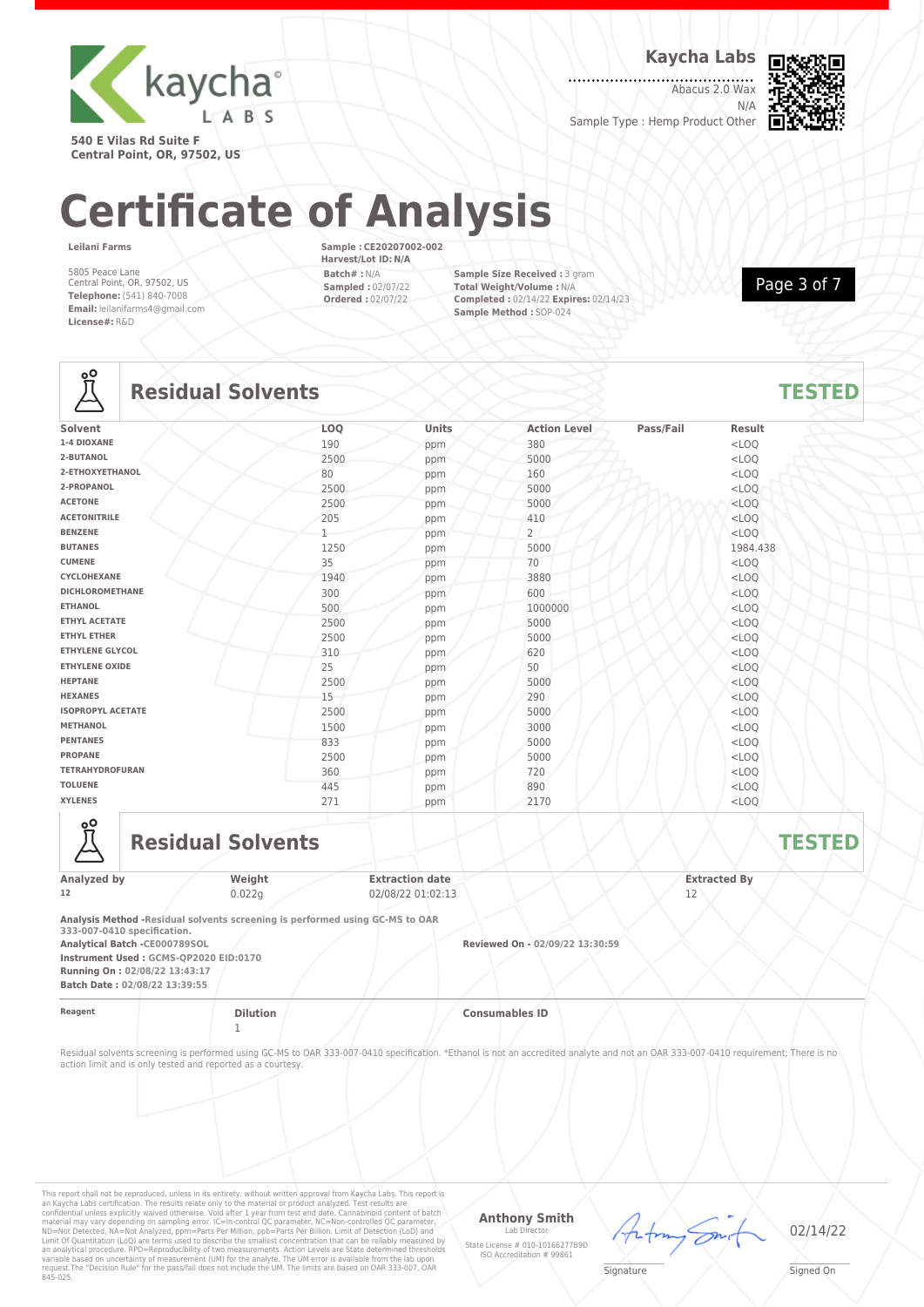**Kaycha Labs**

Abacus 2.0 Wax
N/A
Sample Type : Hemp Product Other

540 E Vilas Rd Suite F
Central Point, OR, 97502, US

# Certificate of Analysis

**Leilani Farms**

5805 Peace Lane
Central Point, OR, 97502, US
**Telephone:** (541) 840-7008
**Email:** leilanifarms4@gmail.com
**License#:** R&D

**Sample : CE20207002-002**
**Harvest/Lot ID: N/A**
**Batch# :** N/A
**Sampled :** 02/07/22
**Ordered :** 02/07/22

**Sample Size Received :** 3 gram
**Total Weight/Volume :** N/A
**Completed :** 02/14/22 **Expires:** 02/14/23
**Sample Method :** SOP-024

## Residual Solvents — TESTED

| Solvent | LOQ | Units | Action Level | Pass/Fail | Result |
|---|---|---|---|---|---|
| 1-4 DIOXANE | 190 | ppm | 380 | | <LOQ |
| 2-BUTANOL | 2500 | ppm | 5000 | | <LOQ |
| 2-ETHOXYETHANOL | 80 | ppm | 160 | | <LOQ |
| 2-PROPANOL | 2500 | ppm | 5000 | | <LOQ |
| ACETONE | 2500 | ppm | 5000 | | <LOQ |
| ACETONITRILE | 205 | ppm | 410 | | <LOQ |
| BENZENE | 1 | ppm | 2 | | <LOQ |
| BUTANES | 1250 | ppm | 5000 | | 1984.438 |
| CUMENE | 35 | ppm | 70 | | <LOQ |
| CYCLOHEXANE | 1940 | ppm | 3880 | | <LOQ |
| DICHLOROMETHANE | 300 | ppm | 600 | | <LOQ |
| ETHANOL | 500 | ppm | 1000000 | | <LOQ |
| ETHYL ACETATE | 2500 | ppm | 5000 | | <LOQ |
| ETHYL ETHER | 2500 | ppm | 5000 | | <LOQ |
| ETHYLENE GLYCOL | 310 | ppm | 620 | | <LOQ |
| ETHYLENE OXIDE | 25 | ppm | 50 | | <LOQ |
| HEPTANE | 2500 | ppm | 5000 | | <LOQ |
| HEXANES | 15 | ppm | 290 | | <LOQ |
| ISOPROPYL ACETATE | 2500 | ppm | 5000 | | <LOQ |
| METHANOL | 1500 | ppm | 3000 | | <LOQ |
| PENTANES | 833 | ppm | 5000 | | <LOQ |
| PROPANE | 2500 | ppm | 5000 | | <LOQ |
| TETRAHYDROFURAN | 360 | ppm | 720 | | <LOQ |
| TOLUENE | 445 | ppm | 890 | | <LOQ |
| XYLENES | 271 | ppm | 2170 | | <LOQ |

## Residual Solvents — TESTED

| Analyzed by | Weight | Extraction date | Extracted By |
|---|---|---|---|
| 12 | 0.022g | 02/08/22 01:02:13 | 12 |

**Analysis Method -Residual solvents screening is performed using GC-MS to OAR 333-007-0410 specification.**
**Analytical Batch -CE000789SOL**
**Instrument Used : GCMS-QP2020 EID:0170**
**Running On : 02/08/22 13:43:17**
**Batch Date : 02/08/22 13:39:55**

**Reviewed On - 02/09/22 13:30:59**

| Reagent | Dilution | Consumables ID |
|---|---|---|
| | 1 | |

Residual solvents screening is performed using GC-MS to OAR 333-007-0410 specification. *Ethanol is not an accredited analyte and not an OAR 333-007-0410 requirement; There is no action limit and is only tested and reported as a courtesy.

This report shall not be reproduced, unless in its entirety, without written approval from Kaycha Labs. This report is an Kaycha Labs certification. The results relate only to the material or product analyzed. Test results are confidential unless explicitly waived otherwise. Void after 1 year from test end date. Cannabinoid content of batch material may vary depending on sampling error. IC=In-control QC parameter, NC=Non-controlled QC parameter, ND=Not Detected, NA=Not Analyzed, ppm=Parts Per Million, ppb=Parts Per Billion. Limit of Detection (LoD) and Limit Of Quantitation (LoQ) are terms used to describe the smallest concentration that can be reliably measured by an analytical procedure. RPD=Reproducibility of two measurements. Action Levels are State determined thresholds variable based on uncertainty of measurement (UM) for the analyte. The UM error is available from the lab upon request.The "Decision Rule" for the pass/fail does not include the UM. The limits are based on OAR 333-007, OAR 845-025.

**Anthony Smith**
Lab Director
State License # 010-10166277B9D
ISO Accreditation # 99861

Signature — 02/14/22 Signed On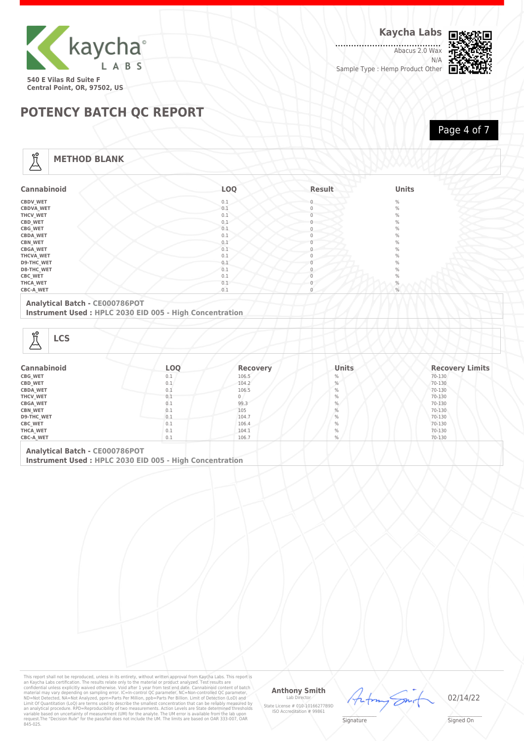**Kaycha Labs**

Abacus 2.0 Wax
N/A
Sample Type : Hemp Product Other

540 E Vilas Rd Suite F
Central Point, OR, 97502, US

# POTENCY BATCH QC REPORT

## METHOD BLANK

| Cannabinoid | LOQ | Result | Units |
|---|---|---|---|
| CBDV_WET | 0.1 | 0 | % |
| CBDVA_WET | 0.1 | 0 | % |
| THCV_WET | 0.1 | 0 | % |
| CBD_WET | 0.1 | 0 | % |
| CBG_WET | 0.1 | 0 | % |
| CBDA_WET | 0.1 | 0 | % |
| CBN_WET | 0.1 | 0 | % |
| CBGA_WET | 0.1 | 0 | % |
| THCVA_WET | 0.1 | 0 | % |
| D9-THC_WET | 0.1 | 0 | % |
| D8-THC_WET | 0.1 | 0 | % |
| CBC_WET | 0.1 | 0 | % |
| THCA_WET | 0.1 | 0 | % |
| CBC-A_WET | 0.1 | 0 | % |

**Analytical Batch - CE000786POT**
**Instrument Used : HPLC 2030 EID 005 - High Concentration**

## LCS

| Cannabinoid | LOQ | Recovery | Units | Recovery Limits |
|---|---|---|---|---|
| CBG_WET | 0.1 | 106.5 | % | 70-130 |
| CBD_WET | 0.1 | 104.2 | % | 70-130 |
| CBDA_WET | 0.1 | 106.5 | % | 70-130 |
| THCV_WET | 0.1 | 0 | % | 70-130 |
| CBGA_WET | 0.1 | 99.3 | % | 70-130 |
| CBN_WET | 0.1 | 105 | % | 70-130 |
| D9-THC_WET | 0.1 | 104.7 | % | 70-130 |
| CBC_WET | 0.1 | 106.4 | % | 70-130 |
| THCA_WET | 0.1 | 104.1 | % | 70-130 |
| CBC-A_WET | 0.1 | 106.7 | % | 70-130 |

**Analytical Batch - CE000786POT**
**Instrument Used : HPLC 2030 EID 005 - High Concentration**

This report shall not be reproduced, unless in its entirety, without written approval from Kaycha Labs. This report is an Kaycha Labs certification. The results relate only to the material or product analyzed. Test results are confidential unless explicitly waived otherwise. Void after 1 year from test end date. Cannabinoid content of batch material may vary depending on sampling error. IC=In-control QC parameter, NC=Non-controlled QC parameter, ND=Not Detected, NA=Not Analyzed, ppm=Parts Per Million, ppb=Parts Per Billion. Limit of Detection (LoD) and Limit Of Quantitation (LoQ) are terms used to describe the smallest concentration that can be reliably measured by an analytical procedure. RPD=Reproducibility of two measurements. Action Levels are State determined thresholds variable based on uncertainty of measurement (UM) for the analyte. The UM error is available from the lab upon request.The "Decision Rule" for the pass/fail does not include the UM. The limits are based on OAR 333-007, OAR 845-025.

**Anthony Smith**
Lab Director
State License # 010-10166277B9D
ISO Accreditation # 99861

Signature

02/14/22
Signed On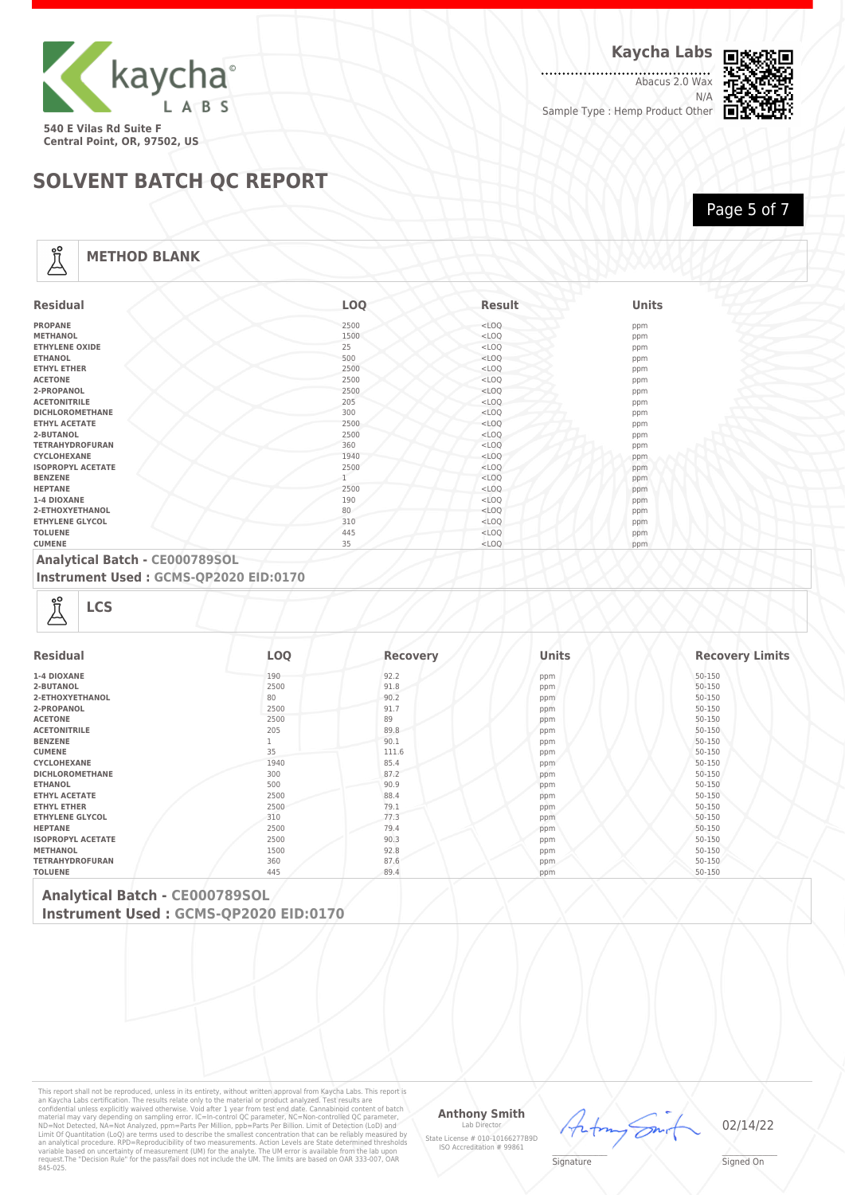Kaycha Labs

Abacus 2.0 Wax
N/A
Sample Type : Hemp Product Other

540 E Vilas Rd Suite F
Central Point, OR, 97502, US

# SOLVENT BATCH QC REPORT

## METHOD BLANK

| Residual | LOQ | Result | Units |
|---|---|---|---|
| PROPANE | 2500 | <LOQ | ppm |
| METHANOL | 1500 | <LOQ | ppm |
| ETHYLENE OXIDE | 25 | <LOQ | ppm |
| ETHANOL | 500 | <LOQ | ppm |
| ETHYL ETHER | 2500 | <LOQ | ppm |
| ACETONE | 2500 | <LOQ | ppm |
| 2-PROPANOL | 2500 | <LOQ | ppm |
| ACETONITRILE | 205 | <LOQ | ppm |
| DICHLOROMETHANE | 300 | <LOQ | ppm |
| ETHYL ACETATE | 2500 | <LOQ | ppm |
| 2-BUTANOL | 2500 | <LOQ | ppm |
| TETRAHYDROFURAN | 360 | <LOQ | ppm |
| CYCLOHEXANE | 1940 | <LOQ | ppm |
| ISOPROPYL ACETATE | 2500 | <LOQ | ppm |
| BENZENE | 1 | <LOQ | ppm |
| HEPTANE | 2500 | <LOQ | ppm |
| 1-4 DIOXANE | 190 | <LOQ | ppm |
| 2-ETHOXYETHANOL | 80 | <LOQ | ppm |
| ETHYLENE GLYCOL | 310 | <LOQ | ppm |
| TOLUENE | 445 | <LOQ | ppm |
| CUMENE | 35 | <LOQ | ppm |

**Analytical Batch - CE000789SOL**
**Instrument Used : GCMS-QP2020 EID:0170**

## LCS

| Residual | LOQ | Recovery | Units | Recovery Limits |
|---|---|---|---|---|
| 1-4 DIOXANE | 190 | 92.2 | ppm | 50-150 |
| 2-BUTANOL | 2500 | 91.8 | ppm | 50-150 |
| 2-ETHOXYETHANOL | 80 | 90.2 | ppm | 50-150 |
| 2-PROPANOL | 2500 | 91.7 | ppm | 50-150 |
| ACETONE | 2500 | 89 | ppm | 50-150 |
| ACETONITRILE | 205 | 89.8 | ppm | 50-150 |
| BENZENE | 1 | 90.1 | ppm | 50-150 |
| CUMENE | 35 | 111.6 | ppm | 50-150 |
| CYCLOHEXANE | 1940 | 85.4 | ppm | 50-150 |
| DICHLOROMETHANE | 300 | 87.2 | ppm | 50-150 |
| ETHANOL | 500 | 90.9 | ppm | 50-150 |
| ETHYL ACETATE | 2500 | 88.4 | ppm | 50-150 |
| ETHYL ETHER | 2500 | 79.1 | ppm | 50-150 |
| ETHYLENE GLYCOL | 310 | 77.3 | ppm | 50-150 |
| HEPTANE | 2500 | 79.4 | ppm | 50-150 |
| ISOPROPYL ACETATE | 2500 | 90.3 | ppm | 50-150 |
| METHANOL | 1500 | 92.8 | ppm | 50-150 |
| TETRAHYDROFURAN | 360 | 87.6 | ppm | 50-150 |
| TOLUENE | 445 | 89.4 | ppm | 50-150 |

**Analytical Batch - CE000789SOL**
**Instrument Used : GCMS-QP2020 EID:0170**

This report shall not be reproduced, unless in its entirety, without written approval from Kaycha Labs. This report is an Kaycha Labs certification. The results relate only to the material or product analyzed. Test results are confidential unless explicitly waived otherwise. Void after 1 year from test end date. Cannabinoid content of batch material may vary depending on sampling error. IC=In-control QC parameter, NC=Non-controlled QC parameter, ND=Not Detected, NA=Not Analyzed, ppm=Parts Per Million, ppb=Parts Per Billion. Limit of Detection (LoD) and Limit Of Quantitation (LoQ) are terms used to describe the smallest concentration that can be reliably measured by an analytical procedure. RPD=Reproducibility of two measurements. Action Levels are State determined thresholds variable based on uncertainty of measurement (UM) for the analyte. The UM error is available from the lab upon request.The "Decision Rule" for the pass/fail does not include the UM. The limits are based on OAR 333-007, OAR 845-025.

**Anthony Smith**
Lab Director
State License # 010-10166277B9D
ISO Accreditation # 99861

Signature

02/14/22
Signed On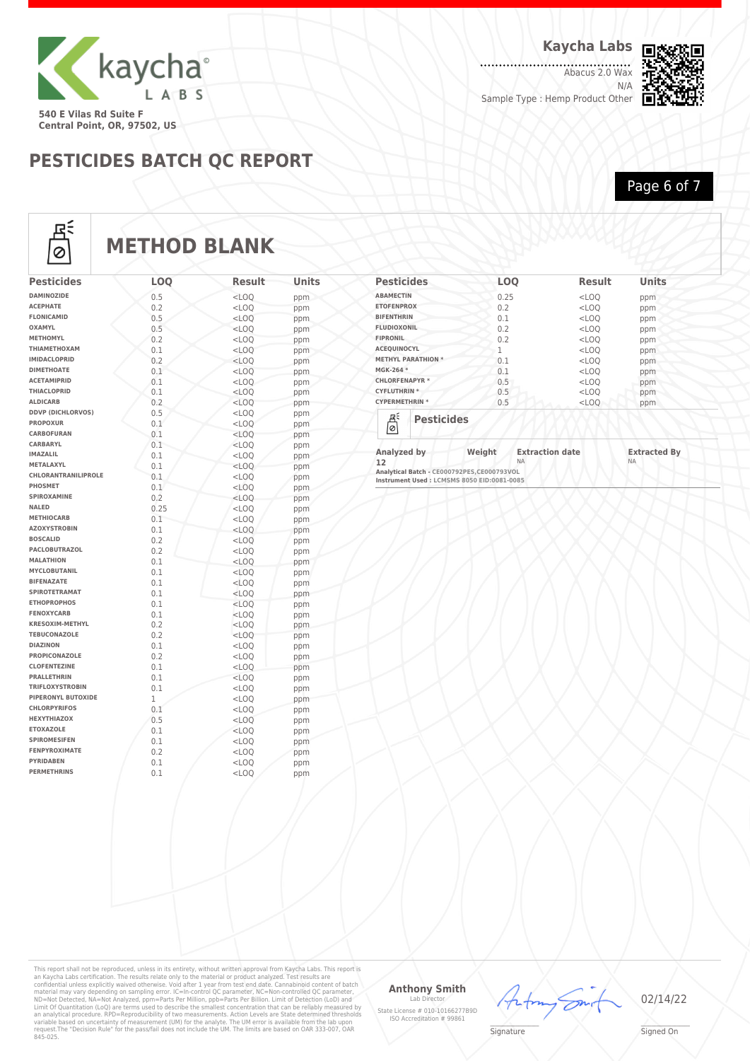540 E Vilas Rd Suite F
Central Point, OR, 97502, US

**Kaycha Labs**

Abacus 2.0 Wax
N/A
Sample Type : Hemp Product Other

# PESTICIDES BATCH QC REPORT

## METHOD BLANK

| Pesticides | LOQ | Result | Units |
|---|---|---|---|
| DAMINOZIDE | 0.5 | <LOQ | ppm |
| ACEPHATE | 0.2 | <LOQ | ppm |
| FLONICAMID | 0.5 | <LOQ | ppm |
| OXAMYL | 0.5 | <LOQ | ppm |
| METHOMYL | 0.2 | <LOQ | ppm |
| THIAMETHOXAM | 0.1 | <LOQ | ppm |
| IMIDACLOPRID | 0.2 | <LOQ | ppm |
| DIMETHOATE | 0.1 | <LOQ | ppm |
| ACETAMIPRID | 0.1 | <LOQ | ppm |
| THIACLOPRID | 0.1 | <LOQ | ppm |
| ALDICARB | 0.2 | <LOQ | ppm |
| DDVP (DICHLORVOS) | 0.5 | <LOQ | ppm |
| PROPOXUR | 0.1 | <LOQ | ppm |
| CARBOFURAN | 0.1 | <LOQ | ppm |
| CARBARYL | 0.1 | <LOQ | ppm |
| IMAZALIL | 0.1 | <LOQ | ppm |
| METALAXYL | 0.1 | <LOQ | ppm |
| CHLORANTRANILIPROLE | 0.1 | <LOQ | ppm |
| PHOSMET | 0.1 | <LOQ | ppm |
| SPIROXAMINE | 0.2 | <LOQ | ppm |
| NALED | 0.25 | <LOQ | ppm |
| METHIOCARB | 0.1 | <LOQ | ppm |
| AZOXYSTROBIN | 0.1 | <LOQ | ppm |
| BOSCALID | 0.2 | <LOQ | ppm |
| PACLOBUTRAZOL | 0.2 | <LOQ | ppm |
| MALATHION | 0.1 | <LOQ | ppm |
| MYCLOBUTANIL | 0.1 | <LOQ | ppm |
| BIFENAZATE | 0.1 | <LOQ | ppm |
| SPIROTETRAMAT | 0.1 | <LOQ | ppm |
| ETHOPROPHOS | 0.1 | <LOQ | ppm |
| FENOXYCARB | 0.1 | <LOQ | ppm |
| KRESOXIM-METHYL | 0.2 | <LOQ | ppm |
| TEBUCONAZOLE | 0.2 | <LOQ | ppm |
| DIAZINON | 0.1 | <LOQ | ppm |
| PROPICONAZOLE | 0.2 | <LOQ | ppm |
| CLOFENTEZINE | 0.1 | <LOQ | ppm |
| PRALLETHRIN | 0.1 | <LOQ | ppm |
| TRIFLOXYSTROBIN | 0.1 | <LOQ | ppm |
| PIPERONYL BUTOXIDE | 1 | <LOQ | ppm |
| CHLORPYRIFOS | 0.1 | <LOQ | ppm |
| HEXYTHIAZOX | 0.5 | <LOQ | ppm |
| ETOXAZOLE | 0.1 | <LOQ | ppm |
| SPIROMESIFEN | 0.1 | <LOQ | ppm |
| FENPYROXIMATE | 0.2 | <LOQ | ppm |
| PYRIDABEN | 0.1 | <LOQ | ppm |
| PERMETHRINS | 0.1 | <LOQ | ppm |
| ABAMECTIN | 0.25 | <LOQ | ppm |
| ETOFENPROX | 0.2 | <LOQ | ppm |
| BIFENTHRIN | 0.1 | <LOQ | ppm |
| FLUDIOXONIL | 0.2 | <LOQ | ppm |
| FIPRONIL | 0.2 | <LOQ | ppm |
| ACEQUINOCYL | 1 | <LOQ | ppm |
| METHYL PARATHION * | 0.1 | <LOQ | ppm |
| MGK-264 * | 0.1 | <LOQ | ppm |
| CHLORFENAPYR * | 0.5 | <LOQ | ppm |
| CYFLUTHRIN * | 0.5 | <LOQ | ppm |
| CYPERMETHRIN * | 0.5 | <LOQ | ppm |

### Pesticides

| Analyzed by | Weight | Extraction date | Extracted By |
|---|---|---|---|
| 12 | | NA | NA |

Analytical Batch - CE000792PES,CE000793VOL
Instrument Used : LCMSMS 8050 EID:0081-0085

This report shall not be reproduced, unless in its entirety, without written approval from Kaycha Labs. This report is an Kaycha Labs certification. The results relate only to the material or product analyzed. Test results are confidential unless explicitly waived otherwise. Void after 1 year from test end date. Cannabinoid content of batch material may vary depending on sampling error. IC=In-control QC parameter, NC=Non-controlled QC parameter, ND=Not Detected, NA=Not Analyzed, ppm=Parts Per Million, ppb=Parts Per Billion. Limit of Detection (LoD) and Limit Of Quantitation (LoQ) are terms used to describe the smallest concentration that can be reliably measured by an analytical procedure. RPD=Reproducibility of two measurements. Action Levels are State determined thresholds variable based on uncertainty of measurement (UM) for the analyte. The UM error is available from the lab upon request.The "Decision Rule" for the pass/fail does not include the UM. The limits are based on OAR 333-007, OAR 845-025.

**Anthony Smith**
Lab Director
State License # 010-10166277B9D
ISO Accreditation # 99861

Signature

02/14/22
Signed On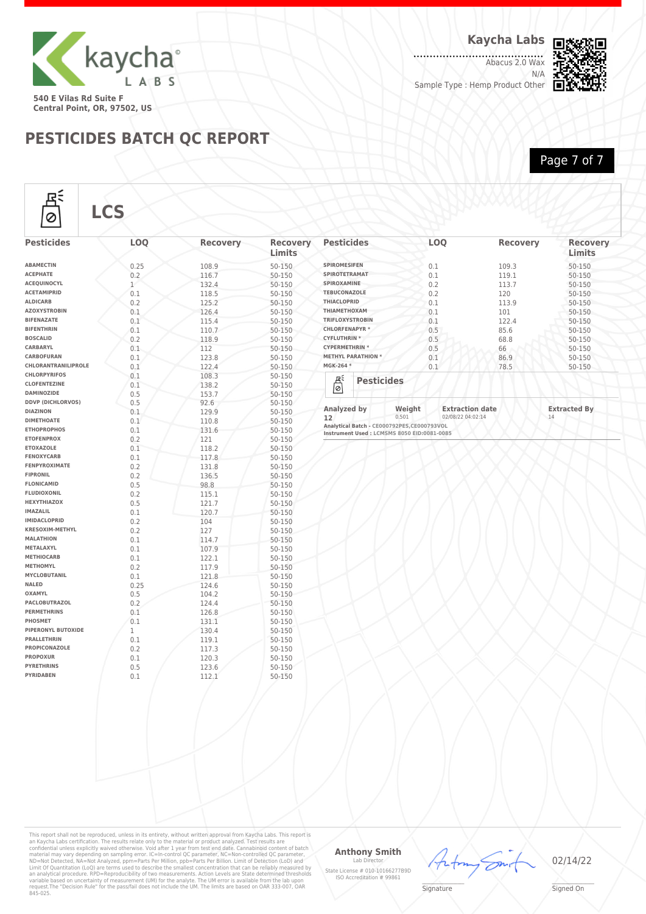Kaycha Labs

540 E Vilas Rd Suite F
Central Point, OR, 97502, US

Kaycha Labs
Abacus 2.0 Wax
N/A
Sample Type : Hemp Product Other

# PESTICIDES BATCH QC REPORT

## LCS

| Pesticides | LOQ | Recovery | Recovery Limits |
|---|---|---|---|
| ABAMECTIN | 0.25 | 108.9 | 50-150 |
| ACEPHATE | 0.2 | 116.7 | 50-150 |
| ACEQUINOCYL | 1 | 132.4 | 50-150 |
| ACETAMIPRID | 0.1 | 118.5 | 50-150 |
| ALDICARB | 0.2 | 125.2 | 50-150 |
| AZOXYSTROBIN | 0.1 | 126.4 | 50-150 |
| BIFENAZATE | 0.1 | 115.4 | 50-150 |
| BIFENTHRIN | 0.1 | 110.7 | 50-150 |
| BOSCALID | 0.2 | 118.9 | 50-150 |
| CARBARYL | 0.1 | 112 | 50-150 |
| CARBOFURAN | 0.1 | 123.8 | 50-150 |
| CHLORANTRANILIPROLE | 0.1 | 122.4 | 50-150 |
| CHLORPYRIFOS | 0.1 | 108.3 | 50-150 |
| CLOFENTEZINE | 0.1 | 138.2 | 50-150 |
| DAMINOZIDE | 0.5 | 153.7 | 50-150 |
| DDVP (DICHLORVOS) | 0.5 | 92.6 | 50-150 |
| DIAZINON | 0.1 | 129.9 | 50-150 |
| DIMETHOATE | 0.1 | 110.8 | 50-150 |
| ETHOPROPHOS | 0.1 | 131.6 | 50-150 |
| ETOFENPROX | 0.2 | 121 | 50-150 |
| ETOXAZOLE | 0.1 | 118.2 | 50-150 |
| FENOXYCARB | 0.1 | 117.8 | 50-150 |
| FENPYROXIMATE | 0.2 | 131.8 | 50-150 |
| FIPRONIL | 0.2 | 136.5 | 50-150 |
| FLONICAMID | 0.5 | 98.8 | 50-150 |
| FLUDIOXONIL | 0.2 | 115.1 | 50-150 |
| HEXYTHIAZOX | 0.5 | 121.7 | 50-150 |
| IMAZALIL | 0.1 | 120.7 | 50-150 |
| IMIDACLOPRID | 0.2 | 104 | 50-150 |
| KRESOXIM-METHYL | 0.2 | 127 | 50-150 |
| MALATHION | 0.1 | 114.7 | 50-150 |
| METALAXYL | 0.1 | 107.9 | 50-150 |
| METHIOCARB | 0.1 | 122.1 | 50-150 |
| METHOMYL | 0.2 | 117.9 | 50-150 |
| MYCLOBUTANIL | 0.1 | 121.8 | 50-150 |
| NALED | 0.25 | 124.6 | 50-150 |
| OXAMYL | 0.5 | 104.2 | 50-150 |
| PACLOBUTRAZOL | 0.2 | 124.4 | 50-150 |
| PERMETHRINS | 0.1 | 126.8 | 50-150 |
| PHOSMET | 0.1 | 131.1 | 50-150 |
| PIPERONYL BUTOXIDE | 1 | 130.4 | 50-150 |
| PRALLETHRIN | 0.1 | 119.1 | 50-150 |
| PROPICONAZOLE | 0.2 | 117.3 | 50-150 |
| PROPOXUR | 0.1 | 120.3 | 50-150 |
| PYRETHRINS | 0.5 | 123.6 | 50-150 |
| PYRIDABEN | 0.1 | 112.1 | 50-150 |
| SPIROMESIFEN | 0.1 | 109.3 | 50-150 |
| SPIROTETRAMAT | 0.1 | 119.1 | 50-150 |
| SPIROXAMINE | 0.2 | 113.7 | 50-150 |
| TEBUCONAZOLE | 0.2 | 120 | 50-150 |
| THIACLOPRID | 0.1 | 113.9 | 50-150 |
| THIAMETHOXAM | 0.1 | 101 | 50-150 |
| TRIFLOXYSTROBIN | 0.1 | 122.4 | 50-150 |
| CHLORFENAPYR * | 0.5 | 85.6 | 50-150 |
| CYFLUTHRIN * | 0.5 | 68.8 | 50-150 |
| CYPERMETHRIN * | 0.5 | 66 | 50-150 |
| METHYL PARATHION * | 0.1 | 86.9 | 50-150 |
| MGK-264 * | 0.1 | 78.5 | 50-150 |

### Pesticides

| Analyzed by | Weight | Extraction date | Extracted By |
|---|---|---|---|
| 12 | 0.501 | 02/08/22 04:02:14 | 14 |

Analytical Batch - CE000792PES,CE000793VOL
Instrument Used : LCMSMS 8050 EID:0081-0085

This report shall not be reproduced, unless in its entirety, without written approval from Kaycha Labs. This report is an Kaycha Labs certification. The results relate only to the material or product analyzed. Test results are confidential unless explicitly waived otherwise. Void after 1 year from test end date. Cannabinoid content of batch material may vary depending on sampling error. IC=In-control QC parameter, NC=Non-controlled QC parameter, ND=Not Detected, NA=Not Analyzed, ppm=Parts Per Million, ppb=Parts Per Billion. Limit of Detection (LoD) and Limit Of Quantitation (LoQ) are terms used to describe the smallest concentration that can be reliably measured by an analytical procedure. RPD=Reproducibility of two measurements. Action Levels are State determined thresholds variable based on uncertainty of measurement (UM) for the analyte. The UM error is available from the lab upon request.The "Decision Rule" for the pass/fail does not include the UM. The limits are based on OAR 333-007, OAR 845-025.

**Anthony Smith**
Lab Director
State License # 010-10166277B9D
ISO Accreditation # 99861

Signature

02/14/22
Signed On